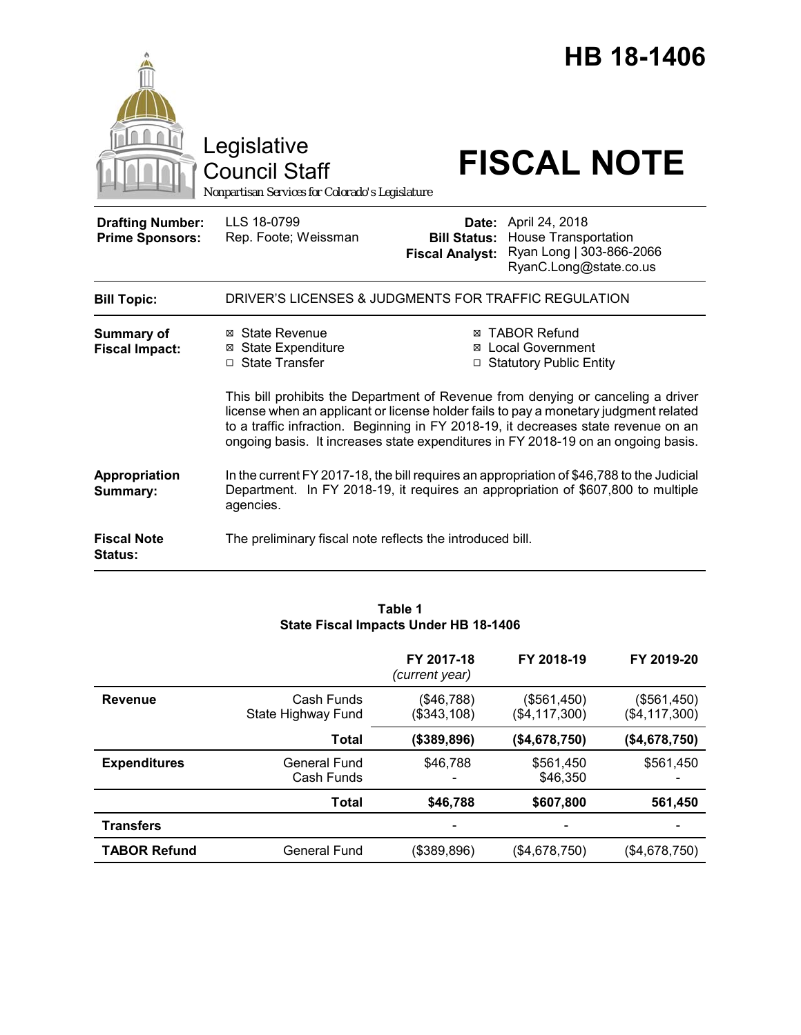# HB 18-1406

Legislative Council Staff

*Nonpartisan Services for Colorado's Legislature*

# FISCAL NOTE

| | | | |
|---|---|---|---|
| **Drafting Number:** | LLS 18-0799 | **Date:** | April 24, 2018 |
| **Prime Sponsors:** | Rep. Foote; Weissman | **Bill Status:** | House Transportation |
| | | **Fiscal Analyst:** | Ryan Long \| 303-866-2066<br>RyanC.Long@state.co.us |

**Bill Topic:** DRIVER'S LICENSES & JUDGMENTS FOR TRAFFIC REGULATION

**Summary of Fiscal Impact:**

- ☒ State Revenue
- ☒ State Expenditure
- ☐ State Transfer
- ☒ TABOR Refund
- ☒ Local Government
- ☐ Statutory Public Entity

This bill prohibits the Department of Revenue from denying or canceling a driver license when an applicant or license holder fails to pay a monetary judgment related to a traffic infraction. Beginning in FY 2018-19, it decreases state revenue on an ongoing basis. It increases state expenditures in FY 2018-19 on an ongoing basis.

**Appropriation Summary:** In the current FY 2017-18, the bill requires an appropriation of $46,788 to the Judicial Department. In FY 2018-19, it requires an appropriation of $607,800 to multiple agencies.

**Fiscal Note Status:** The preliminary fiscal note reflects the introduced bill.

**Table 1**
**State Fiscal Impacts Under HB 18-1406**

| | | FY 2017-18 *(current year)* | FY 2018-19 | FY 2019-20 |
|---|---|---|---|---|
| **Revenue** | Cash Funds | ($46,788) | ($561,450) | ($561,450) |
| | State Highway Fund | ($343,108) | ($4,117,300) | ($4,117,300) |
| | **Total** | **($389,896)** | **($4,678,750)** | **($4,678,750)** |
| **Expenditures** | General Fund | $46,788 | $561,450 | $561,450 |
| | Cash Funds | - | $46,350 | - |
| | **Total** | **$46,788** | **$607,800** | **561,450** |
| **Transfers** | | - | - | - |
| **TABOR Refund** | General Fund | ($389,896) | ($4,678,750) | ($4,678,750) |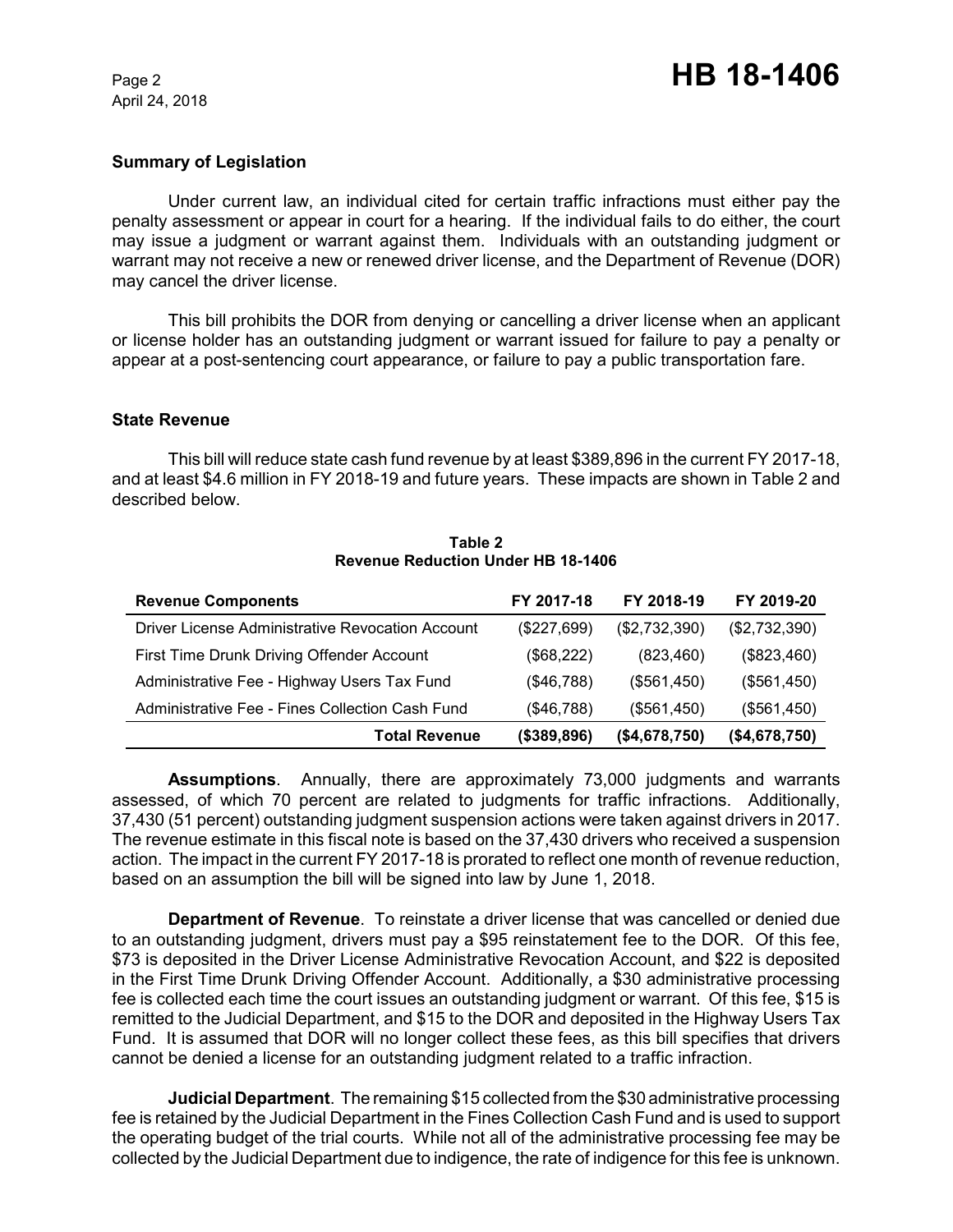## Summary of Legislation

Under current law, an individual cited for certain traffic infractions must either pay the penalty assessment or appear in court for a hearing. If the individual fails to do either, the court may issue a judgment or warrant against them. Individuals with an outstanding judgment or warrant may not receive a new or renewed driver license, and the Department of Revenue (DOR) may cancel the driver license.

This bill prohibits the DOR from denying or cancelling a driver license when an applicant or license holder has an outstanding judgment or warrant issued for failure to pay a penalty or appear at a post-sentencing court appearance, or failure to pay a public transportation fare.

## State Revenue

This bill will reduce state cash fund revenue by at least $389,896 in the current FY 2017-18, and at least $4.6 million in FY 2018-19 and future years. These impacts are shown in Table 2 and described below.

**Table 2**
**Revenue Reduction Under HB 18-1406**

| Revenue Components | FY 2017-18 | FY 2018-19 | FY 2019-20 |
|---|---|---|---|
| Driver License Administrative Revocation Account | ($227,699) | ($2,732,390) | ($2,732,390) |
| First Time Drunk Driving Offender Account | ($68,222) | (823,460) | ($823,460) |
| Administrative Fee - Highway Users Tax Fund | ($46,788) | ($561,450) | ($561,450) |
| Administrative Fee - Fines Collection Cash Fund | ($46,788) | ($561,450) | ($561,450) |
| **Total Revenue** | **($389,896)** | **($4,678,750)** | **($4,678,750)** |

**Assumptions**. Annually, there are approximately 73,000 judgments and warrants assessed, of which 70 percent are related to judgments for traffic infractions. Additionally, 37,430 (51 percent) outstanding judgment suspension actions were taken against drivers in 2017. The revenue estimate in this fiscal note is based on the 37,430 drivers who received a suspension action. The impact in the current FY 2017-18 is prorated to reflect one month of revenue reduction, based on an assumption the bill will be signed into law by June 1, 2018.

**Department of Revenue**. To reinstate a driver license that was cancelled or denied due to an outstanding judgment, drivers must pay a $95 reinstatement fee to the DOR. Of this fee, $73 is deposited in the Driver License Administrative Revocation Account, and $22 is deposited in the First Time Drunk Driving Offender Account. Additionally, a $30 administrative processing fee is collected each time the court issues an outstanding judgment or warrant. Of this fee, $15 is remitted to the Judicial Department, and $15 to the DOR and deposited in the Highway Users Tax Fund. It is assumed that DOR will no longer collect these fees, as this bill specifies that drivers cannot be denied a license for an outstanding judgment related to a traffic infraction.

**Judicial Department**. The remaining $15 collected from the $30 administrative processing fee is retained by the Judicial Department in the Fines Collection Cash Fund and is used to support the operating budget of the trial courts. While not all of the administrative processing fee may be collected by the Judicial Department due to indigence, the rate of indigence for this fee is unknown.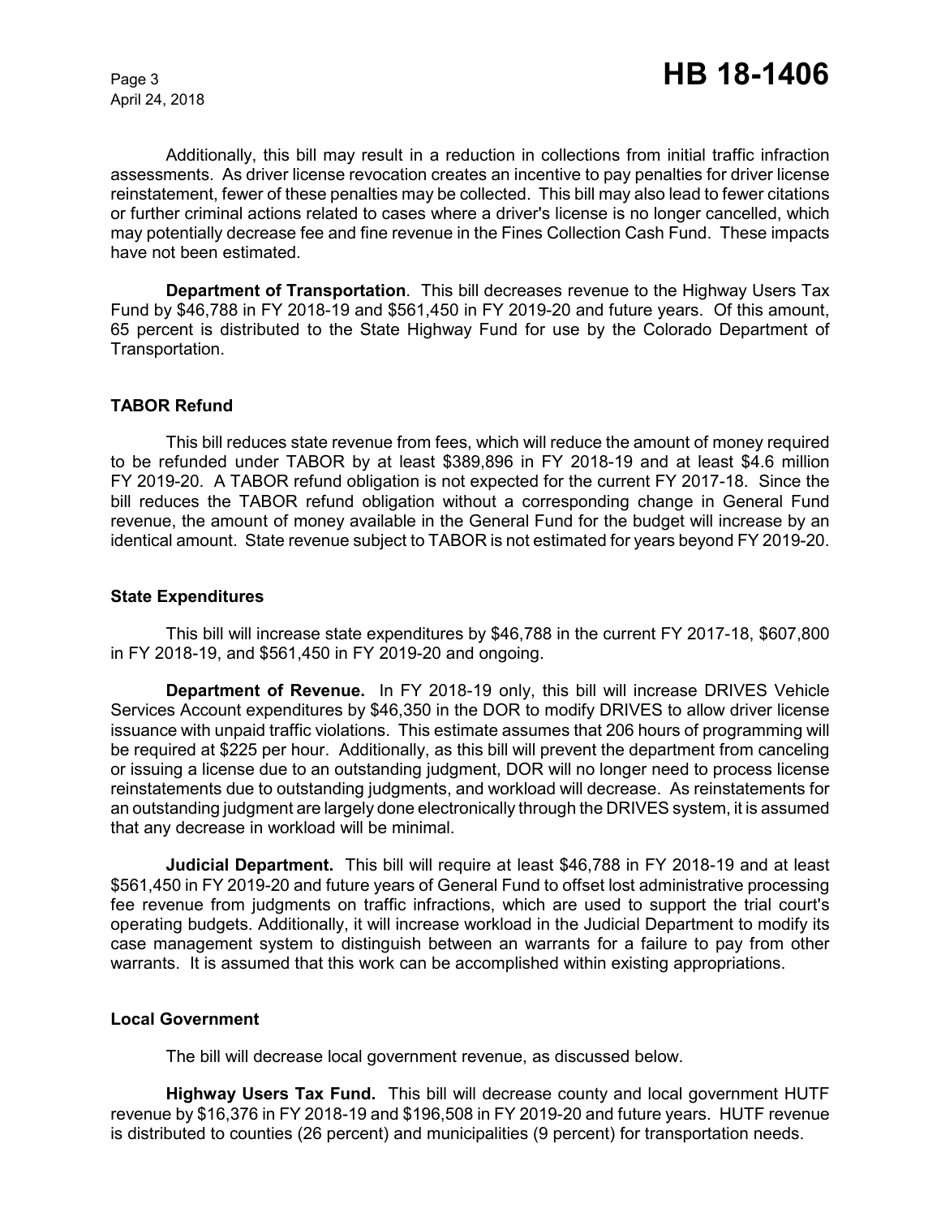Additionally, this bill may result in a reduction in collections from initial traffic infraction assessments. As driver license revocation creates an incentive to pay penalties for driver license reinstatement, fewer of these penalties may be collected. This bill may also lead to fewer citations or further criminal actions related to cases where a driver's license is no longer cancelled, which may potentially decrease fee and fine revenue in the Fines Collection Cash Fund. These impacts have not been estimated.

**Department of Transportation**. This bill decreases revenue to the Highway Users Tax Fund by $46,788 in FY 2018-19 and $561,450 in FY 2019-20 and future years. Of this amount, 65 percent is distributed to the State Highway Fund for use by the Colorado Department of Transportation.

### TABOR Refund

This bill reduces state revenue from fees, which will reduce the amount of money required to be refunded under TABOR by at least $389,896 in FY 2018-19 and at least $4.6 million FY 2019-20. A TABOR refund obligation is not expected for the current FY 2017-18. Since the bill reduces the TABOR refund obligation without a corresponding change in General Fund revenue, the amount of money available in the General Fund for the budget will increase by an identical amount. State revenue subject to TABOR is not estimated for years beyond FY 2019-20.

### State Expenditures

This bill will increase state expenditures by $46,788 in the current FY 2017-18, $607,800 in FY 2018-19, and $561,450 in FY 2019-20 and ongoing.

**Department of Revenue.** In FY 2018-19 only, this bill will increase DRIVES Vehicle Services Account expenditures by $46,350 in the DOR to modify DRIVES to allow driver license issuance with unpaid traffic violations. This estimate assumes that 206 hours of programming will be required at $225 per hour. Additionally, as this bill will prevent the department from canceling or issuing a license due to an outstanding judgment, DOR will no longer need to process license reinstatements due to outstanding judgments, and workload will decrease. As reinstatements for an outstanding judgment are largely done electronically through the DRIVES system, it is assumed that any decrease in workload will be minimal.

**Judicial Department.** This bill will require at least $46,788 in FY 2018-19 and at least $561,450 in FY 2019-20 and future years of General Fund to offset lost administrative processing fee revenue from judgments on traffic infractions, which are used to support the trial court's operating budgets. Additionally, it will increase workload in the Judicial Department to modify its case management system to distinguish between an warrants for a failure to pay from other warrants. It is assumed that this work can be accomplished within existing appropriations.

### Local Government

The bill will decrease local government revenue, as discussed below.

**Highway Users Tax Fund.** This bill will decrease county and local government HUTF revenue by $16,376 in FY 2018-19 and $196,508 in FY 2019-20 and future years. HUTF revenue is distributed to counties (26 percent) and municipalities (9 percent) for transportation needs.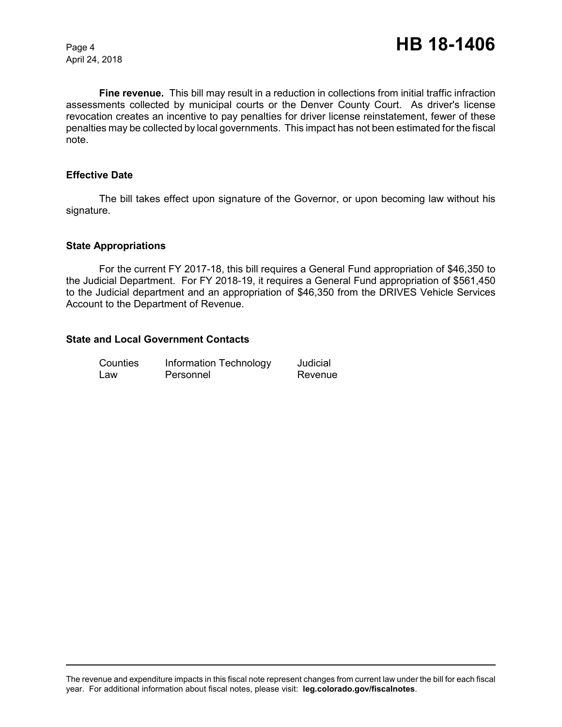**Fine revenue.** This bill may result in a reduction in collections from initial traffic infraction assessments collected by municipal courts or the Denver County Court. As driver's license revocation creates an incentive to pay penalties for driver license reinstatement, fewer of these penalties may be collected by local governments. This impact has not been estimated for the fiscal note.

### Effective Date

The bill takes effect upon signature of the Governor, or upon becoming law without his signature.

### State Appropriations

For the current FY 2017-18, this bill requires a General Fund appropriation of $46,350 to the Judicial Department. For FY 2018-19, it requires a General Fund appropriation of $561,450 to the Judicial department and an appropriation of $46,350 from the DRIVES Vehicle Services Account to the Department of Revenue.

### State and Local Government Contacts

| | | |
|---|---|---|
| Counties | Information Technology | Judicial |
| Law | Personnel | Revenue |

The revenue and expenditure impacts in this fiscal note represent changes from current law under the bill for each fiscal year. For additional information about fiscal notes, please visit: **leg.colorado.gov/fiscalnotes**.